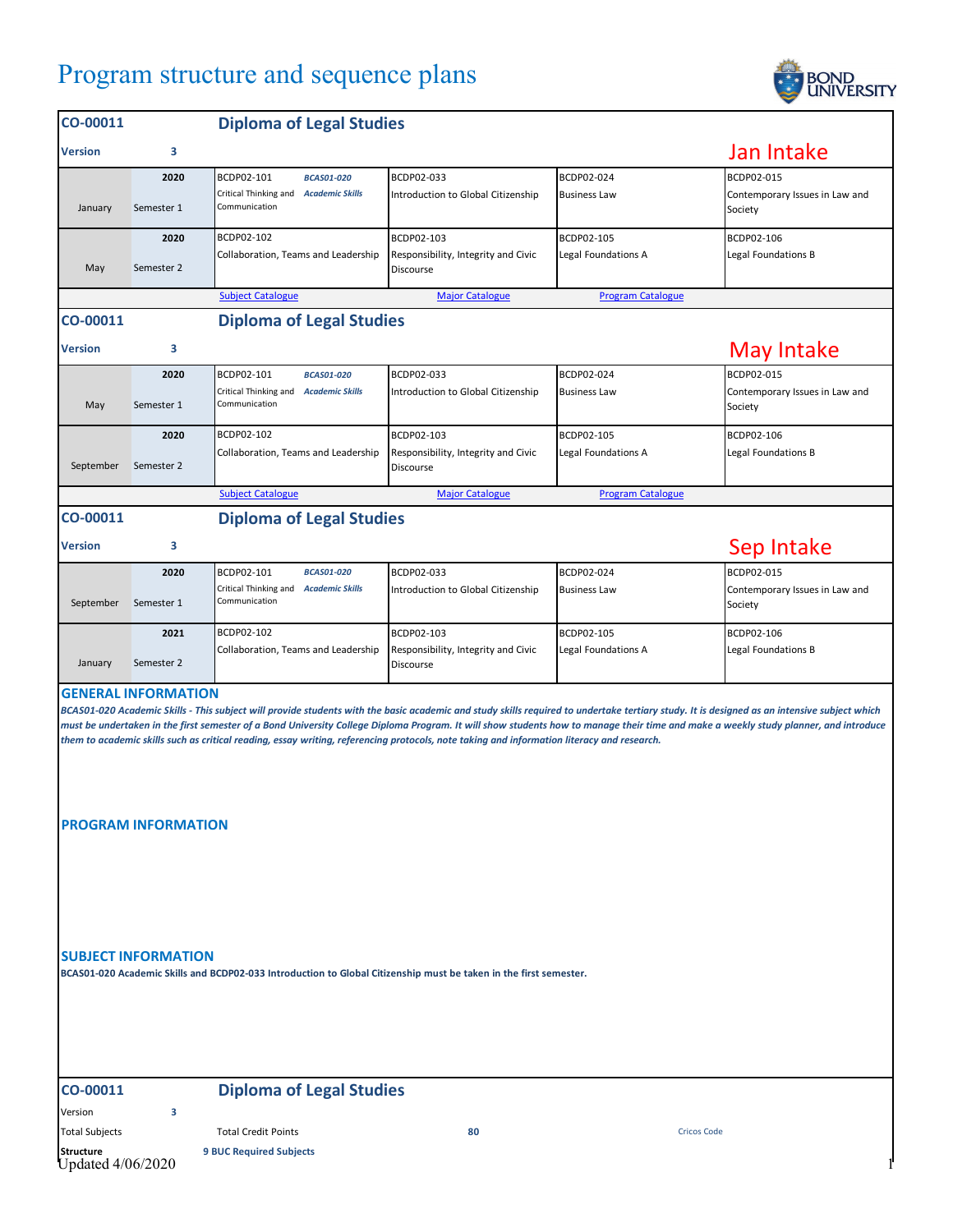# Program structure and sequence plans

## CO-00011 Diploma of Legal Studies

Version 3 — **Jan Intake**

| | | | | | |
|---|---|---|---|---|---|
| January | 2020 Semester 1 | BCDP02-101 Critical Thinking and Communication; *BCAS01-020 Academic Skills* | BCDP02-033 Introduction to Global Citizenship | BCDP02-024 Business Law | BCDP02-015 Contemporary Issues in Law and Society |
| May | 2020 Semester 2 | BCDP02-102 Collaboration, Teams and Leadership | BCDP02-103 Responsibility, Integrity and Civic Discourse | BCDP02-105 Legal Foundations A | BCDP02-106 Legal Foundations B |

Subject Catalogue | Major Catalogue | Program Catalogue

## CO-00011 Diploma of Legal Studies

Version 3 — **May Intake**

| | | | | | |
|---|---|---|---|---|---|
| May | 2020 Semester 1 | BCDP02-101 Critical Thinking and Communication; *BCAS01-020 Academic Skills* | BCDP02-033 Introduction to Global Citizenship | BCDP02-024 Business Law | BCDP02-015 Contemporary Issues in Law and Society |
| September | 2020 Semester 2 | BCDP02-102 Collaboration, Teams and Leadership | BCDP02-103 Responsibility, Integrity and Civic Discourse | BCDP02-105 Legal Foundations A | BCDP02-106 Legal Foundations B |

Subject Catalogue | Major Catalogue | Program Catalogue

## CO-00011 Diploma of Legal Studies

Version 3 — **Sep Intake**

| | | | | | |
|---|---|---|---|---|---|
| September | 2020 Semester 1 | BCDP02-101 Critical Thinking and Communication; *BCAS01-020 Academic Skills* | BCDP02-033 Introduction to Global Citizenship | BCDP02-024 Business Law | BCDP02-015 Contemporary Issues in Law and Society |
| January | 2021 Semester 2 | BCDP02-102 Collaboration, Teams and Leadership | BCDP02-103 Responsibility, Integrity and Civic Discourse | BCDP02-105 Legal Foundations A | BCDP02-106 Legal Foundations B |

### GENERAL INFORMATION

***BCAS01-020 Academic Skills - This subject will provide students with the basic academic and study skills required to undertake tertiary study. It is designed as an intensive subject which must be undertaken in the first semester of a Bond University College Diploma Program. It will show students how to manage their time and make a weekly study planner, and introduce them to academic skills such as critical reading, essay writing, referencing protocols, note taking and information literacy and research.***

### PROGRAM INFORMATION

### SUBJECT INFORMATION

**BCAS01-020 Academic Skills and BCDP02-033 Introduction to Global Citizenship must be taken in the first semester.**

## CO-00011 Diploma of Legal Studies

Version 3

Total Subjects

Total Credit Points 80

Cricos Code

**Structure** — **9 BUC Required Subjects**

Updated 4/06/2020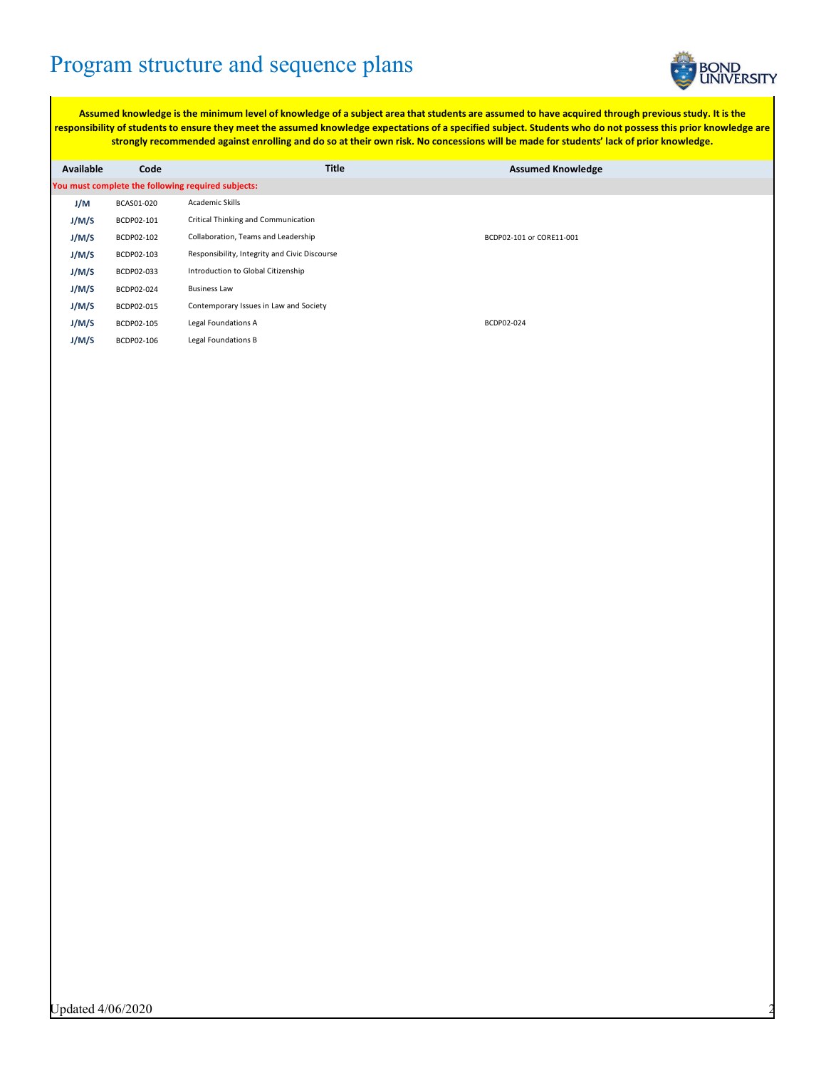# Program structure and sequence plans

**Assumed knowledge is the minimum level of knowledge of a subject area that students are assumed to have acquired through previous study. It is the responsibility of students to ensure they meet the assumed knowledge expectations of a specified subject. Students who do not possess this prior knowledge are strongly recommended against enrolling and do so at their own risk. No concessions will be made for students' lack of prior knowledge.**

| Available | Code | Title | Assumed Knowledge |
|---|---|---|---|
| **You must complete the following required subjects:** | | | |
| J/M | BCAS01-020 | Academic Skills | |
| J/M/S | BCDP02-101 | Critical Thinking and Communication | |
| J/M/S | BCDP02-102 | Collaboration, Teams and Leadership | BCDP02-101 or CORE11-001 |
| J/M/S | BCDP02-103 | Responsibility, Integrity and Civic Discourse | |
| J/M/S | BCDP02-033 | Introduction to Global Citizenship | |
| J/M/S | BCDP02-024 | Business Law | |
| J/M/S | BCDP02-015 | Contemporary Issues in Law and Society | |
| J/M/S | BCDP02-105 | Legal Foundations A | BCDP02-024 |
| J/M/S | BCDP02-106 | Legal Foundations B | |

Updated 4/06/2020